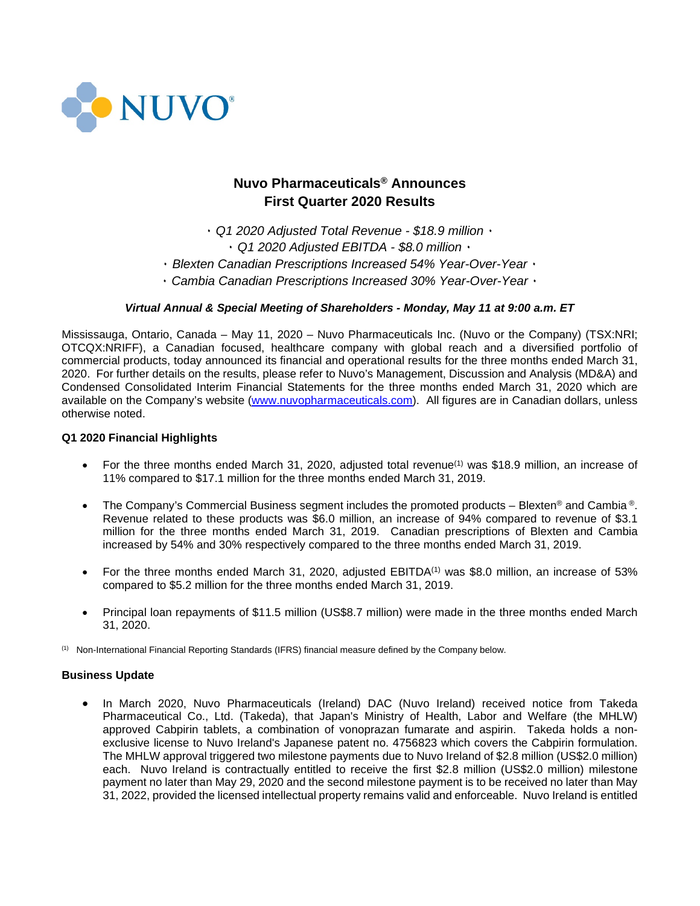# Nuvo Pharmaceuticals® Announces First Quarter 2020 Results

*· Q1 2020 Adjusted Total Revenue - $18.9 million ·*
*· Q1 2020 Adjusted EBITDA - $8.0 million ·*
*· Blexten Canadian Prescriptions Increased 54% Year-Over-Year ·*
*· Cambia Canadian Prescriptions Increased 30% Year-Over-Year ·*

***Virtual Annual & Special Meeting of Shareholders - Monday, May 11 at 9:00 a.m. ET***

Mississauga, Ontario, Canada – May 11, 2020 – Nuvo Pharmaceuticals Inc. (Nuvo or the Company) (TSX:NRI; OTCQX:NRIFF), a Canadian focused, healthcare company with global reach and a diversified portfolio of commercial products, today announced its financial and operational results for the three months ended March 31, 2020. For further details on the results, please refer to Nuvo's Management, Discussion and Analysis (MD&A) and Condensed Consolidated Interim Financial Statements for the three months ended March 31, 2020 which are available on the Company's website (www.nuvopharmaceuticals.com). All figures are in Canadian dollars, unless otherwise noted.

**Q1 2020 Financial Highlights**

- For the three months ended March 31, 2020, adjusted total revenue[(1)] was $18.9 million, an increase of 11% compared to $17.1 million for the three months ended March 31, 2019.
- The Company's Commercial Business segment includes the promoted products – Blexten® and Cambia®. Revenue related to these products was $6.0 million, an increase of 94% compared to revenue of $3.1 million for the three months ended March 31, 2019. Canadian prescriptions of Blexten and Cambia increased by 54% and 30% respectively compared to the three months ended March 31, 2019.
- For the three months ended March 31, 2020, adjusted EBITDA[(1)] was $8.0 million, an increase of 53% compared to $5.2 million for the three months ended March 31, 2019.
- Principal loan repayments of $11.5 million (US$8.7 million) were made in the three months ended March 31, 2020.

[(1)] Non-International Financial Reporting Standards (IFRS) financial measure defined by the Company below.

**Business Update**

- In March 2020, Nuvo Pharmaceuticals (Ireland) DAC (Nuvo Ireland) received notice from Takeda Pharmaceutical Co., Ltd. (Takeda), that Japan's Ministry of Health, Labor and Welfare (the MHLW) approved Cabpirin tablets, a combination of vonoprazan fumarate and aspirin. Takeda holds a non-exclusive license to Nuvo Ireland's Japanese patent no. 4756823 which covers the Cabpirin formulation. The MHLW approval triggered two milestone payments due to Nuvo Ireland of $2.8 million (US$2.0 million) each. Nuvo Ireland is contractually entitled to receive the first $2.8 million (US$2.0 million) milestone payment no later than May 29, 2020 and the second milestone payment is to be received no later than May 31, 2022, provided the licensed intellectual property remains valid and enforceable. Nuvo Ireland is entitled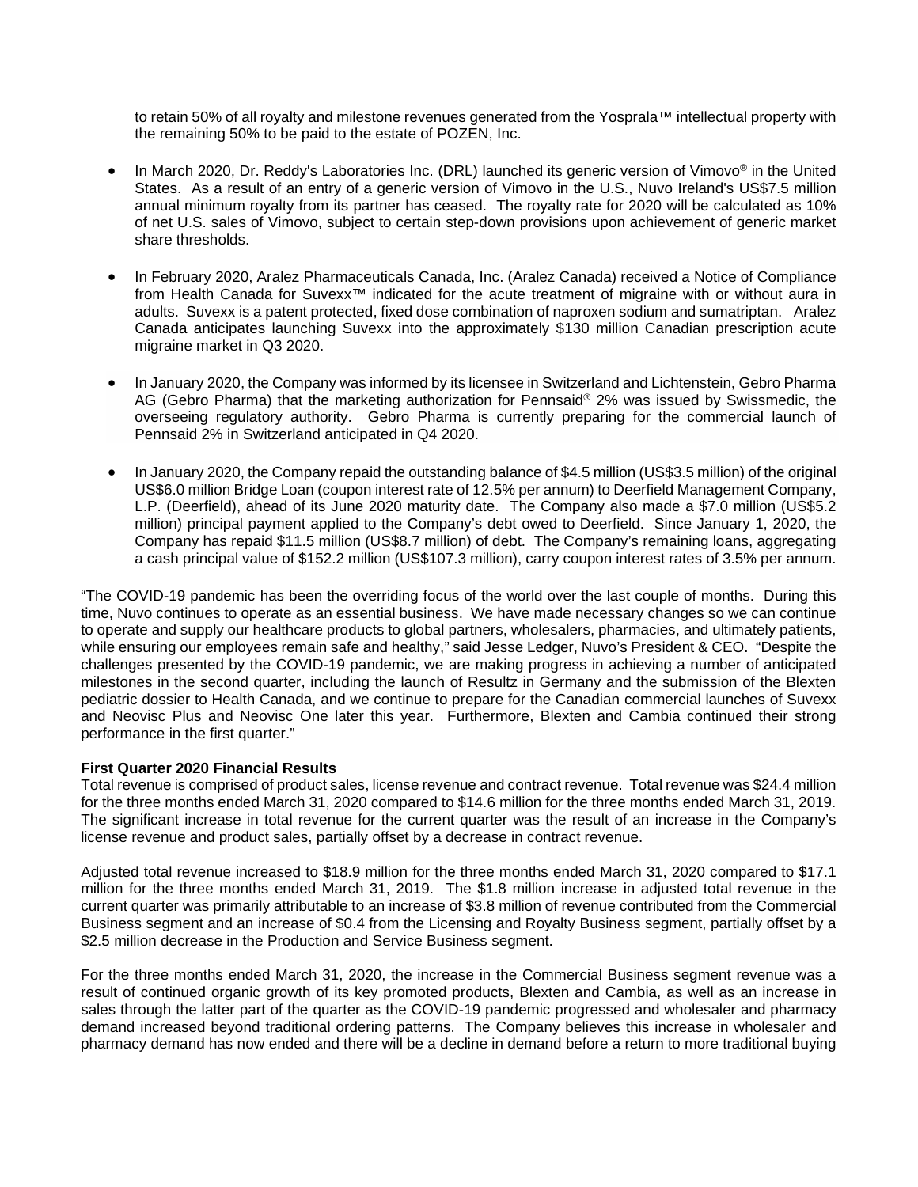to retain 50% of all royalty and milestone revenues generated from the Yosprala™ intellectual property with the remaining 50% to be paid to the estate of POZEN, Inc.

- In March 2020, Dr. Reddy's Laboratories Inc. (DRL) launched its generic version of Vimovo® in the United States. As a result of an entry of a generic version of Vimovo in the U.S., Nuvo Ireland's US$7.5 million annual minimum royalty from its partner has ceased. The royalty rate for 2020 will be calculated as 10% of net U.S. sales of Vimovo, subject to certain step-down provisions upon achievement of generic market share thresholds.

- In February 2020, Aralez Pharmaceuticals Canada, Inc. (Aralez Canada) received a Notice of Compliance from Health Canada for Suvexx™ indicated for the acute treatment of migraine with or without aura in adults. Suvexx is a patent protected, fixed dose combination of naproxen sodium and sumatriptan. Aralez Canada anticipates launching Suvexx into the approximately $130 million Canadian prescription acute migraine market in Q3 2020.

- In January 2020, the Company was informed by its licensee in Switzerland and Lichtenstein, Gebro Pharma AG (Gebro Pharma) that the marketing authorization for Pennsaid® 2% was issued by Swissmedic, the overseeing regulatory authority. Gebro Pharma is currently preparing for the commercial launch of Pennsaid 2% in Switzerland anticipated in Q4 2020.

- In January 2020, the Company repaid the outstanding balance of $4.5 million (US$3.5 million) of the original US$6.0 million Bridge Loan (coupon interest rate of 12.5% per annum) to Deerfield Management Company, L.P. (Deerfield), ahead of its June 2020 maturity date. The Company also made a $7.0 million (US$5.2 million) principal payment applied to the Company's debt owed to Deerfield. Since January 1, 2020, the Company has repaid $11.5 million (US$8.7 million) of debt. The Company's remaining loans, aggregating a cash principal value of $152.2 million (US$107.3 million), carry coupon interest rates of 3.5% per annum.

"The COVID-19 pandemic has been the overriding focus of the world over the last couple of months. During this time, Nuvo continues to operate as an essential business. We have made necessary changes so we can continue to operate and supply our healthcare products to global partners, wholesalers, pharmacies, and ultimately patients, while ensuring our employees remain safe and healthy," said Jesse Ledger, Nuvo's President & CEO. "Despite the challenges presented by the COVID-19 pandemic, we are making progress in achieving a number of anticipated milestones in the second quarter, including the launch of Resultz in Germany and the submission of the Blexten pediatric dossier to Health Canada, and we continue to prepare for the Canadian commercial launches of Suvexx and Neovisc Plus and Neovisc One later this year. Furthermore, Blexten and Cambia continued their strong performance in the first quarter."

**First Quarter 2020 Financial Results**

Total revenue is comprised of product sales, license revenue and contract revenue. Total revenue was $24.4 million for the three months ended March 31, 2020 compared to $14.6 million for the three months ended March 31, 2019. The significant increase in total revenue for the current quarter was the result of an increase in the Company's license revenue and product sales, partially offset by a decrease in contract revenue.

Adjusted total revenue increased to $18.9 million for the three months ended March 31, 2020 compared to $17.1 million for the three months ended March 31, 2019. The $1.8 million increase in adjusted total revenue in the current quarter was primarily attributable to an increase of $3.8 million of revenue contributed from the Commercial Business segment and an increase of $0.4 from the Licensing and Royalty Business segment, partially offset by a $2.5 million decrease in the Production and Service Business segment.

For the three months ended March 31, 2020, the increase in the Commercial Business segment revenue was a result of continued organic growth of its key promoted products, Blexten and Cambia, as well as an increase in sales through the latter part of the quarter as the COVID-19 pandemic progressed and wholesaler and pharmacy demand increased beyond traditional ordering patterns. The Company believes this increase in wholesaler and pharmacy demand has now ended and there will be a decline in demand before a return to more traditional buying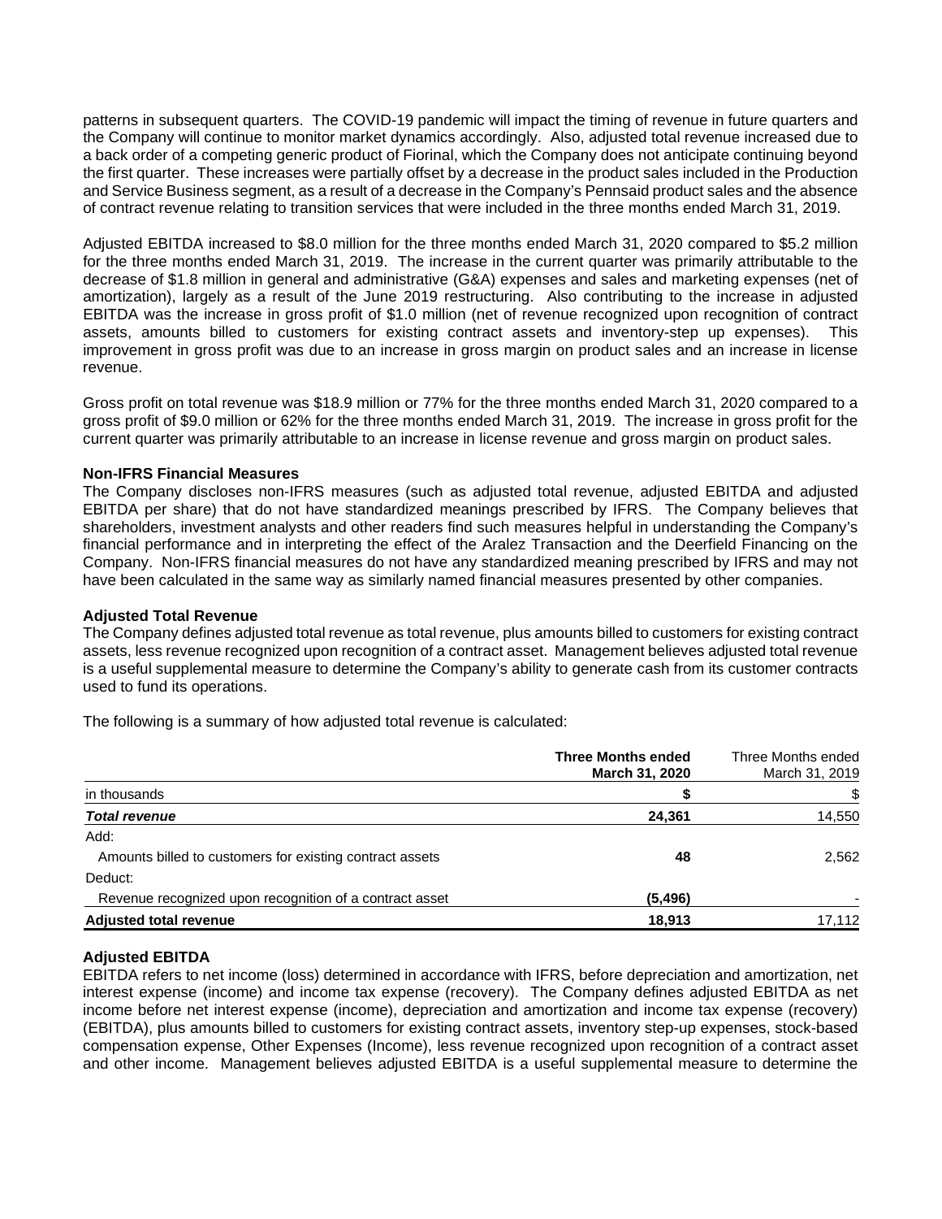patterns in subsequent quarters. The COVID-19 pandemic will impact the timing of revenue in future quarters and the Company will continue to monitor market dynamics accordingly. Also, adjusted total revenue increased due to a back order of a competing generic product of Fiorinal, which the Company does not anticipate continuing beyond the first quarter. These increases were partially offset by a decrease in the product sales included in the Production and Service Business segment, as a result of a decrease in the Company's Pennsaid product sales and the absence of contract revenue relating to transition services that were included in the three months ended March 31, 2019.

Adjusted EBITDA increased to $8.0 million for the three months ended March 31, 2020 compared to $5.2 million for the three months ended March 31, 2019. The increase in the current quarter was primarily attributable to the decrease of $1.8 million in general and administrative (G&A) expenses and sales and marketing expenses (net of amortization), largely as a result of the June 2019 restructuring. Also contributing to the increase in adjusted EBITDA was the increase in gross profit of $1.0 million (net of revenue recognized upon recognition of contract assets, amounts billed to customers for existing contract assets and inventory-step up expenses). This improvement in gross profit was due to an increase in gross margin on product sales and an increase in license revenue.

Gross profit on total revenue was $18.9 million or 77% for the three months ended March 31, 2020 compared to a gross profit of $9.0 million or 62% for the three months ended March 31, 2019. The increase in gross profit for the current quarter was primarily attributable to an increase in license revenue and gross margin on product sales.

**Non-IFRS Financial Measures**

The Company discloses non-IFRS measures (such as adjusted total revenue, adjusted EBITDA and adjusted EBITDA per share) that do not have standardized meanings prescribed by IFRS. The Company believes that shareholders, investment analysts and other readers find such measures helpful in understanding the Company's financial performance and in interpreting the effect of the Aralez Transaction and the Deerfield Financing on the Company. Non-IFRS financial measures do not have any standardized meaning prescribed by IFRS and may not have been calculated in the same way as similarly named financial measures presented by other companies.

**Adjusted Total Revenue**

The Company defines adjusted total revenue as total revenue, plus amounts billed to customers for existing contract assets, less revenue recognized upon recognition of a contract asset. Management believes adjusted total revenue is a useful supplemental measure to determine the Company's ability to generate cash from its customer contracts used to fund its operations.

The following is a summary of how adjusted total revenue is calculated:

| | **Three Months ended March 31, 2020** | Three Months ended March 31, 2019 |
|---|---|---|
| in thousands | **$** | $ |
| ***Total revenue*** | **24,361** | 14,550 |
| Add: | | |
| Amounts billed to customers for existing contract assets | **48** | 2,562 |
| Deduct: | | |
| Revenue recognized upon recognition of a contract asset | **(5,496)** | - |
| **Adjusted total revenue** | **18,913** | 17,112 |

**Adjusted EBITDA**

EBITDA refers to net income (loss) determined in accordance with IFRS, before depreciation and amortization, net interest expense (income) and income tax expense (recovery). The Company defines adjusted EBITDA as net income before net interest expense (income), depreciation and amortization and income tax expense (recovery) (EBITDA), plus amounts billed to customers for existing contract assets, inventory step-up expenses, stock-based compensation expense, Other Expenses (Income), less revenue recognized upon recognition of a contract asset and other income. Management believes adjusted EBITDA is a useful supplemental measure to determine the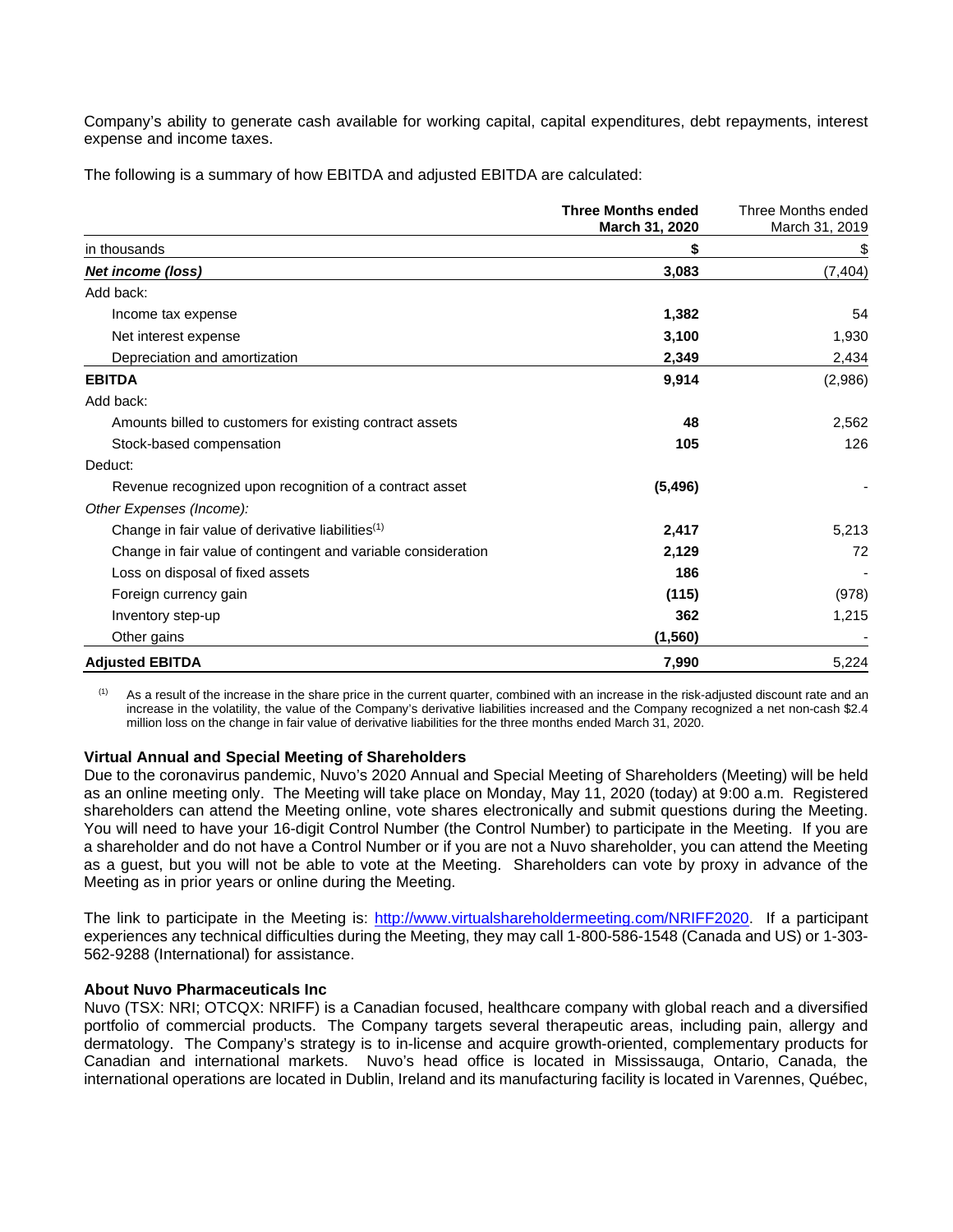Company's ability to generate cash available for working capital, capital expenditures, debt repayments, interest expense and income taxes.

The following is a summary of how EBITDA and adjusted EBITDA are calculated:

| | **Three Months ended March 31, 2020** | Three Months ended March 31, 2019 |
|---|---|---|
| in thousands | **$** | $ |
| ***Net income (loss)*** | **3,083** | (7,404) |
| Add back: | | |
| Income tax expense | **1,382** | 54 |
| Net interest expense | **3,100** | 1,930 |
| Depreciation and amortization | **2,349** | 2,434 |
| **EBITDA** | **9,914** | (2,986) |
| Add back: | | |
| Amounts billed to customers for existing contract assets | **48** | 2,562 |
| Stock-based compensation | **105** | 126 |
| Deduct: | | |
| Revenue recognized upon recognition of a contract asset | **(5,496)** | - |
| *Other Expenses (Income):* | | |
| Change in fair value of derivative liabilities[1] | **2,417** | 5,213 |
| Change in fair value of contingent and variable consideration | **2,129** | 72 |
| Loss on disposal of fixed assets | **186** | - |
| Foreign currency gain | **(115)** | (978) |
| Inventory step-up | **362** | 1,215 |
| Other gains | **(1,560)** | - |
| **Adjusted EBITDA** | **7,990** | 5,224 |

[1] As a result of the increase in the share price in the current quarter, combined with an increase in the risk-adjusted discount rate and an increase in the volatility, the value of the Company's derivative liabilities increased and the Company recognized a net non-cash $2.4 million loss on the change in fair value of derivative liabilities for the three months ended March 31, 2020.

**Virtual Annual and Special Meeting of Shareholders**

Due to the coronavirus pandemic, Nuvo's 2020 Annual and Special Meeting of Shareholders (Meeting) will be held as an online meeting only. The Meeting will take place on Monday, May 11, 2020 (today) at 9:00 a.m. Registered shareholders can attend the Meeting online, vote shares electronically and submit questions during the Meeting. You will need to have your 16-digit Control Number (the Control Number) to participate in the Meeting. If you are a shareholder and do not have a Control Number or if you are not a Nuvo shareholder, you can attend the Meeting as a guest, but you will not be able to vote at the Meeting. Shareholders can vote by proxy in advance of the Meeting as in prior years or online during the Meeting.

The link to participate in the Meeting is: [http://www.virtualshareholdermeeting.com/NRIFF2020](http://www.virtualshareholdermeeting.com/NRIFF2020). If a participant experiences any technical difficulties during the Meeting, they may call 1-800-586-1548 (Canada and US) or 1-303-562-9288 (International) for assistance.

**About Nuvo Pharmaceuticals Inc**

Nuvo (TSX: NRI; OTCQX: NRIFF) is a Canadian focused, healthcare company with global reach and a diversified portfolio of commercial products. The Company targets several therapeutic areas, including pain, allergy and dermatology. The Company's strategy is to in-license and acquire growth-oriented, complementary products for Canadian and international markets. Nuvo's head office is located in Mississauga, Ontario, Canada, the international operations are located in Dublin, Ireland and its manufacturing facility is located in Varennes, Québec,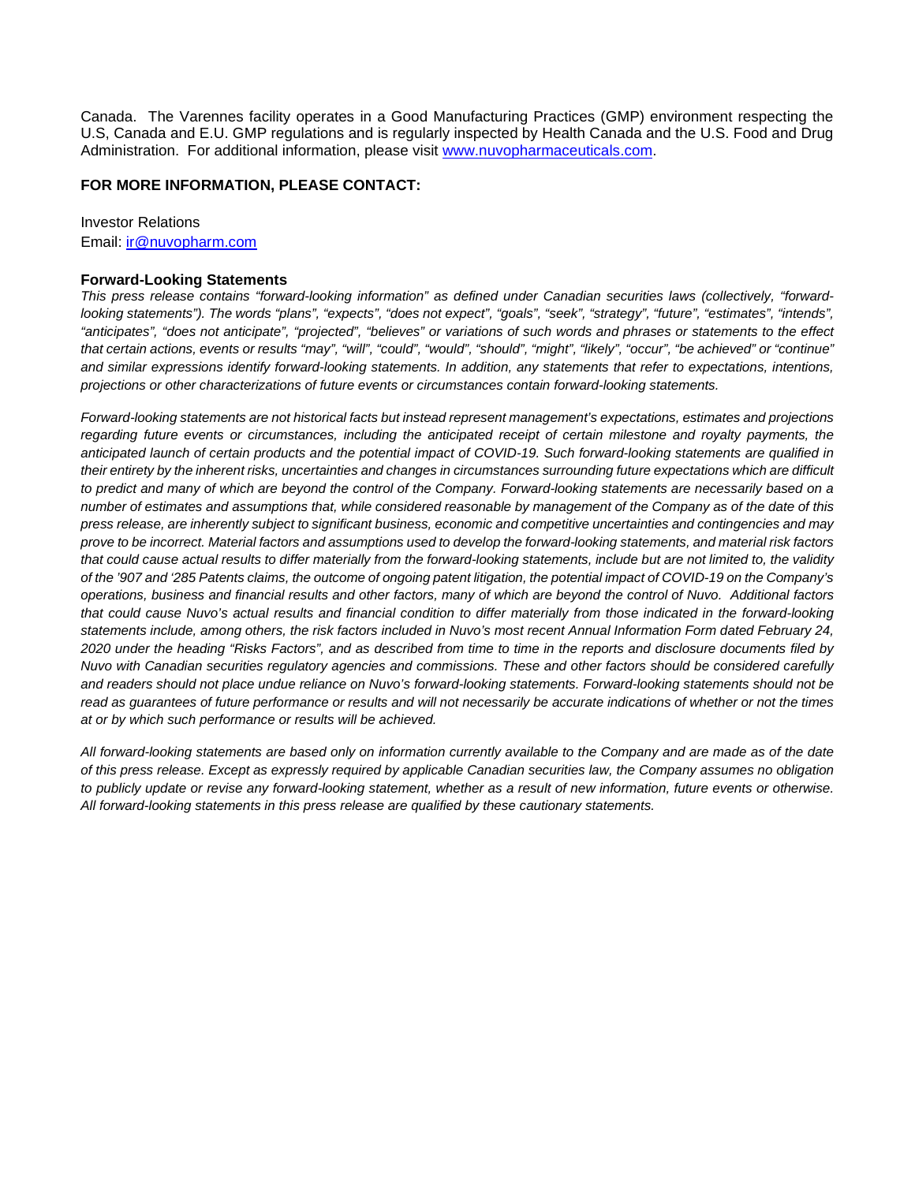Canada. The Varennes facility operates in a Good Manufacturing Practices (GMP) environment respecting the U.S, Canada and E.U. GMP regulations and is regularly inspected by Health Canada and the U.S. Food and Drug Administration. For additional information, please visit [www.nuvopharmaceuticals.com](http://www.nuvopharmaceuticals.com).

**FOR MORE INFORMATION, PLEASE CONTACT:**

Investor Relations
Email: [ir@nuvopharm.com](mailto:ir@nuvopharm.com)

**Forward-Looking Statements**

*This press release contains "forward-looking information" as defined under Canadian securities laws (collectively, "forward-looking statements"). The words "plans", "expects", "does not expect", "goals", "seek", "strategy", "future", "estimates", "intends", "anticipates", "does not anticipate", "projected", "believes" or variations of such words and phrases or statements to the effect that certain actions, events or results "may", "will", "could", "would", "should", "might", "likely", "occur", "be achieved" or "continue" and similar expressions identify forward-looking statements. In addition, any statements that refer to expectations, intentions, projections or other characterizations of future events or circumstances contain forward-looking statements.*

*Forward-looking statements are not historical facts but instead represent management's expectations, estimates and projections regarding future events or circumstances, including the anticipated receipt of certain milestone and royalty payments, the anticipated launch of certain products and the potential impact of COVID-19. Such forward-looking statements are qualified in their entirety by the inherent risks, uncertainties and changes in circumstances surrounding future expectations which are difficult to predict and many of which are beyond the control of the Company. Forward-looking statements are necessarily based on a number of estimates and assumptions that, while considered reasonable by management of the Company as of the date of this press release, are inherently subject to significant business, economic and competitive uncertainties and contingencies and may prove to be incorrect. Material factors and assumptions used to develop the forward-looking statements, and material risk factors that could cause actual results to differ materially from the forward-looking statements, include but are not limited to, the validity of the '907 and '285 Patents claims, the outcome of ongoing patent litigation, the potential impact of COVID-19 on the Company's operations, business and financial results and other factors, many of which are beyond the control of Nuvo. Additional factors that could cause Nuvo's actual results and financial condition to differ materially from those indicated in the forward-looking statements include, among others, the risk factors included in Nuvo's most recent Annual Information Form dated February 24, 2020 under the heading "Risks Factors", and as described from time to time in the reports and disclosure documents filed by Nuvo with Canadian securities regulatory agencies and commissions. These and other factors should be considered carefully and readers should not place undue reliance on Nuvo's forward-looking statements. Forward-looking statements should not be read as guarantees of future performance or results and will not necessarily be accurate indications of whether or not the times at or by which such performance or results will be achieved.*

*All forward-looking statements are based only on information currently available to the Company and are made as of the date of this press release. Except as expressly required by applicable Canadian securities law, the Company assumes no obligation to publicly update or revise any forward-looking statement, whether as a result of new information, future events or otherwise. All forward-looking statements in this press release are qualified by these cautionary statements.*